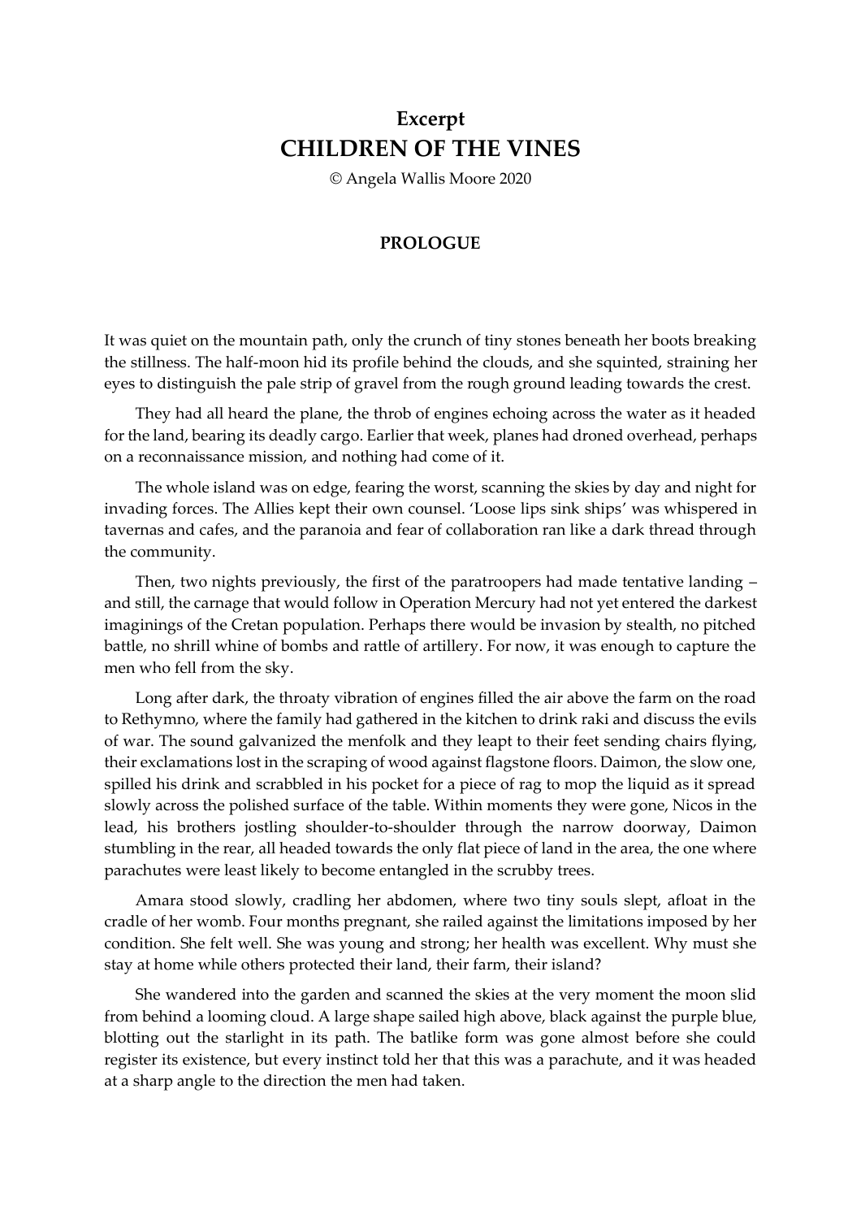# Excerpt
# CHILDREN OF THE VINES

© Angela Wallis Moore 2020

## PROLOGUE

It was quiet on the mountain path, only the crunch of tiny stones beneath her boots breaking the stillness. The half-moon hid its profile behind the clouds, and she squinted, straining her eyes to distinguish the pale strip of gravel from the rough ground leading towards the crest.

They had all heard the plane, the throb of engines echoing across the water as it headed for the land, bearing its deadly cargo. Earlier that week, planes had droned overhead, perhaps on a reconnaissance mission, and nothing had come of it.

The whole island was on edge, fearing the worst, scanning the skies by day and night for invading forces. The Allies kept their own counsel. 'Loose lips sink ships' was whispered in tavernas and cafes, and the paranoia and fear of collaboration ran like a dark thread through the community.

Then, two nights previously, the first of the paratroopers had made tentative landing – and still, the carnage that would follow in Operation Mercury had not yet entered the darkest imaginings of the Cretan population. Perhaps there would be invasion by stealth, no pitched battle, no shrill whine of bombs and rattle of artillery. For now, it was enough to capture the men who fell from the sky.

Long after dark, the throaty vibration of engines filled the air above the farm on the road to Rethymno, where the family had gathered in the kitchen to drink raki and discuss the evils of war. The sound galvanized the menfolk and they leapt to their feet sending chairs flying, their exclamations lost in the scraping of wood against flagstone floors. Daimon, the slow one, spilled his drink and scrabbled in his pocket for a piece of rag to mop the liquid as it spread slowly across the polished surface of the table. Within moments they were gone, Nicos in the lead, his brothers jostling shoulder-to-shoulder through the narrow doorway, Daimon stumbling in the rear, all headed towards the only flat piece of land in the area, the one where parachutes were least likely to become entangled in the scrubby trees.

Amara stood slowly, cradling her abdomen, where two tiny souls slept, afloat in the cradle of her womb. Four months pregnant, she railed against the limitations imposed by her condition. She felt well. She was young and strong; her health was excellent. Why must she stay at home while others protected their land, their farm, their island?

She wandered into the garden and scanned the skies at the very moment the moon slid from behind a looming cloud. A large shape sailed high above, black against the purple blue, blotting out the starlight in its path. The batlike form was gone almost before she could register its existence, but every instinct told her that this was a parachute, and it was headed at a sharp angle to the direction the men had taken.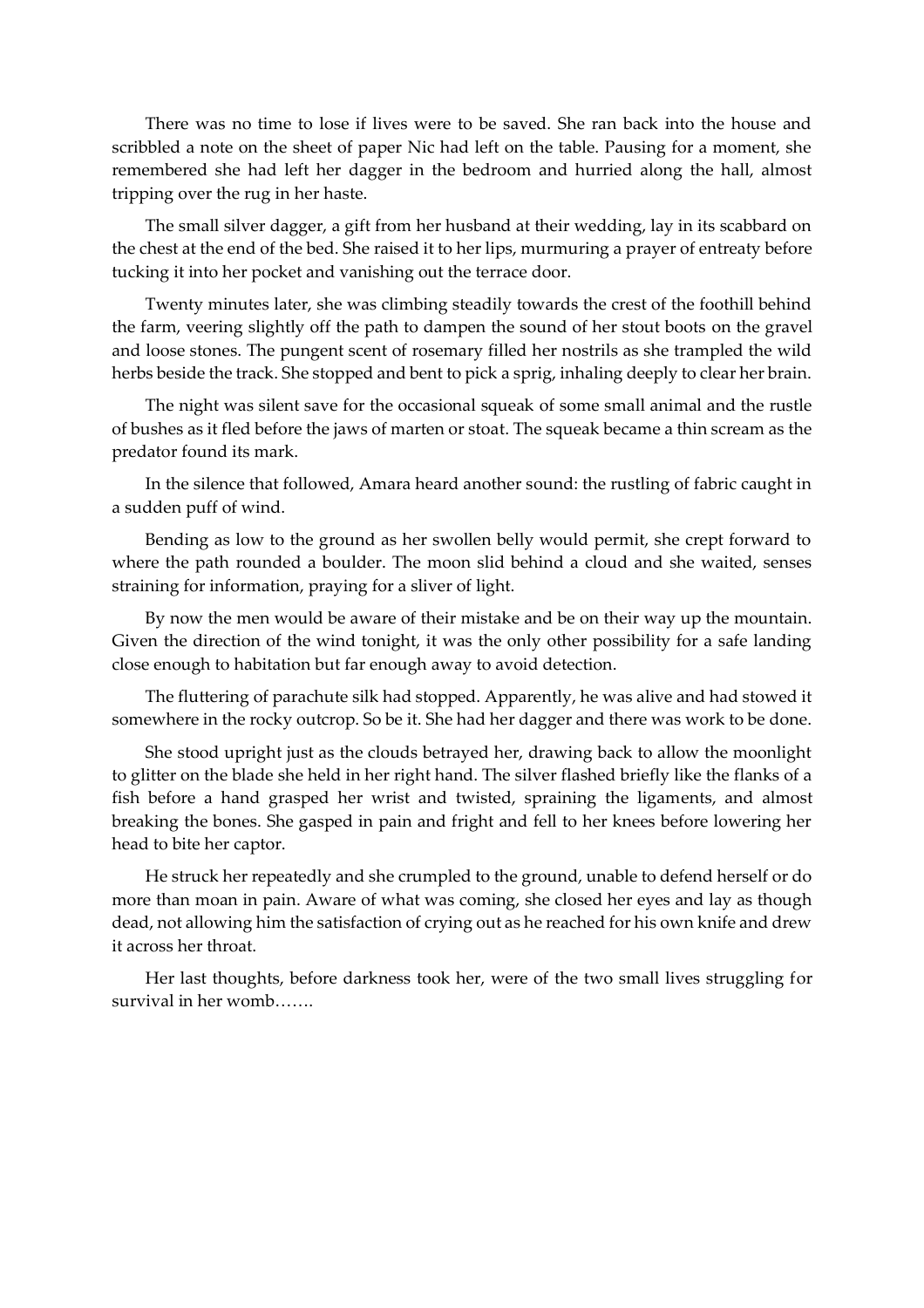There was no time to lose if lives were to be saved. She ran back into the house and scribbled a note on the sheet of paper Nic had left on the table. Pausing for a moment, she remembered she had left her dagger in the bedroom and hurried along the hall, almost tripping over the rug in her haste.

The small silver dagger, a gift from her husband at their wedding, lay in its scabbard on the chest at the end of the bed. She raised it to her lips, murmuring a prayer of entreaty before tucking it into her pocket and vanishing out the terrace door.

Twenty minutes later, she was climbing steadily towards the crest of the foothill behind the farm, veering slightly off the path to dampen the sound of her stout boots on the gravel and loose stones. The pungent scent of rosemary filled her nostrils as she trampled the wild herbs beside the track. She stopped and bent to pick a sprig, inhaling deeply to clear her brain.

The night was silent save for the occasional squeak of some small animal and the rustle of bushes as it fled before the jaws of marten or stoat. The squeak became a thin scream as the predator found its mark.

In the silence that followed, Amara heard another sound: the rustling of fabric caught in a sudden puff of wind.

Bending as low to the ground as her swollen belly would permit, she crept forward to where the path rounded a boulder. The moon slid behind a cloud and she waited, senses straining for information, praying for a sliver of light.

By now the men would be aware of their mistake and be on their way up the mountain. Given the direction of the wind tonight, it was the only other possibility for a safe landing close enough to habitation but far enough away to avoid detection.

The fluttering of parachute silk had stopped. Apparently, he was alive and had stowed it somewhere in the rocky outcrop. So be it. She had her dagger and there was work to be done.

She stood upright just as the clouds betrayed her, drawing back to allow the moonlight to glitter on the blade she held in her right hand. The silver flashed briefly like the flanks of a fish before a hand grasped her wrist and twisted, spraining the ligaments, and almost breaking the bones. She gasped in pain and fright and fell to her knees before lowering her head to bite her captor.

He struck her repeatedly and she crumpled to the ground, unable to defend herself or do more than moan in pain. Aware of what was coming, she closed her eyes and lay as though dead, not allowing him the satisfaction of crying out as he reached for his own knife and drew it across her throat.

Her last thoughts, before darkness took her, were of the two small lives struggling for survival in her womb…….